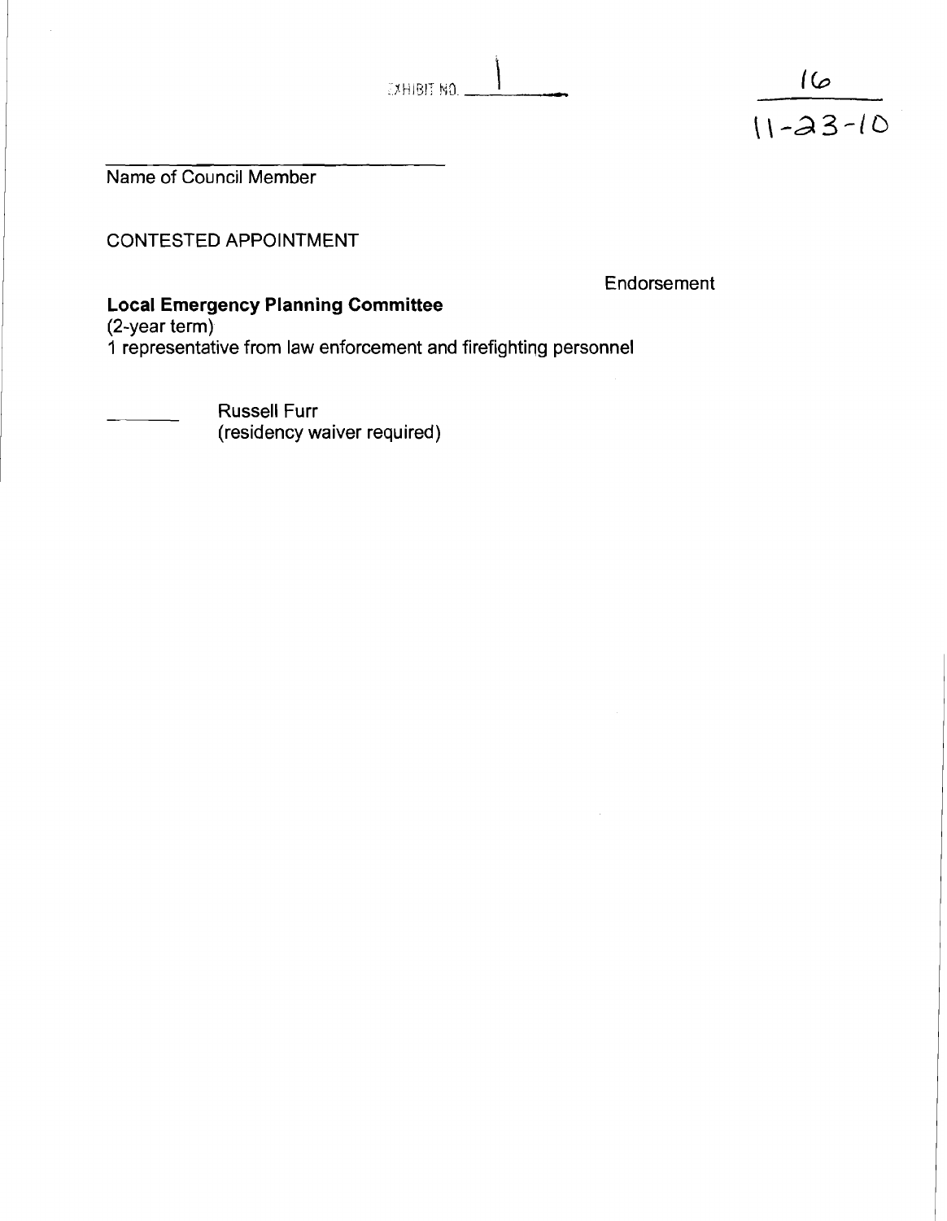EXHIBIT NO. 1

16
11-23-10

Name of Council Member

CONTESTED APPOINTMENT

Endorsement

**Local Emergency Planning Committee**
(2-year term)
1 representative from law enforcement and firefighting personnel

_______ Russell Furr
(residency waiver required)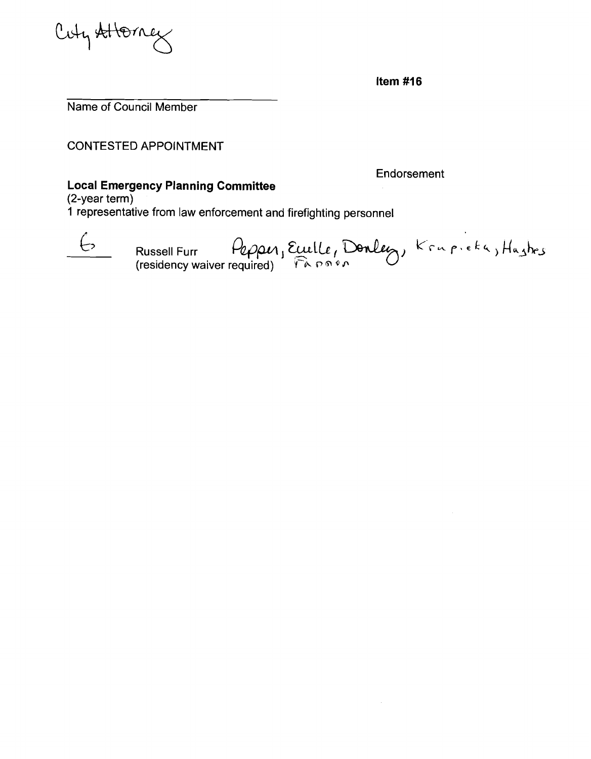City Attorney

**Item #16**

Name of Council Member

CONTESTED APPOINTMENT

Endorsement

**Local Emergency Planning Committee**
(2-year term)
1 representative from law enforcement and firefighting personnel

6 Russell Furr (residency waiver required) Pepper, Euille, Donley, Krupicka, Hughes, Fannon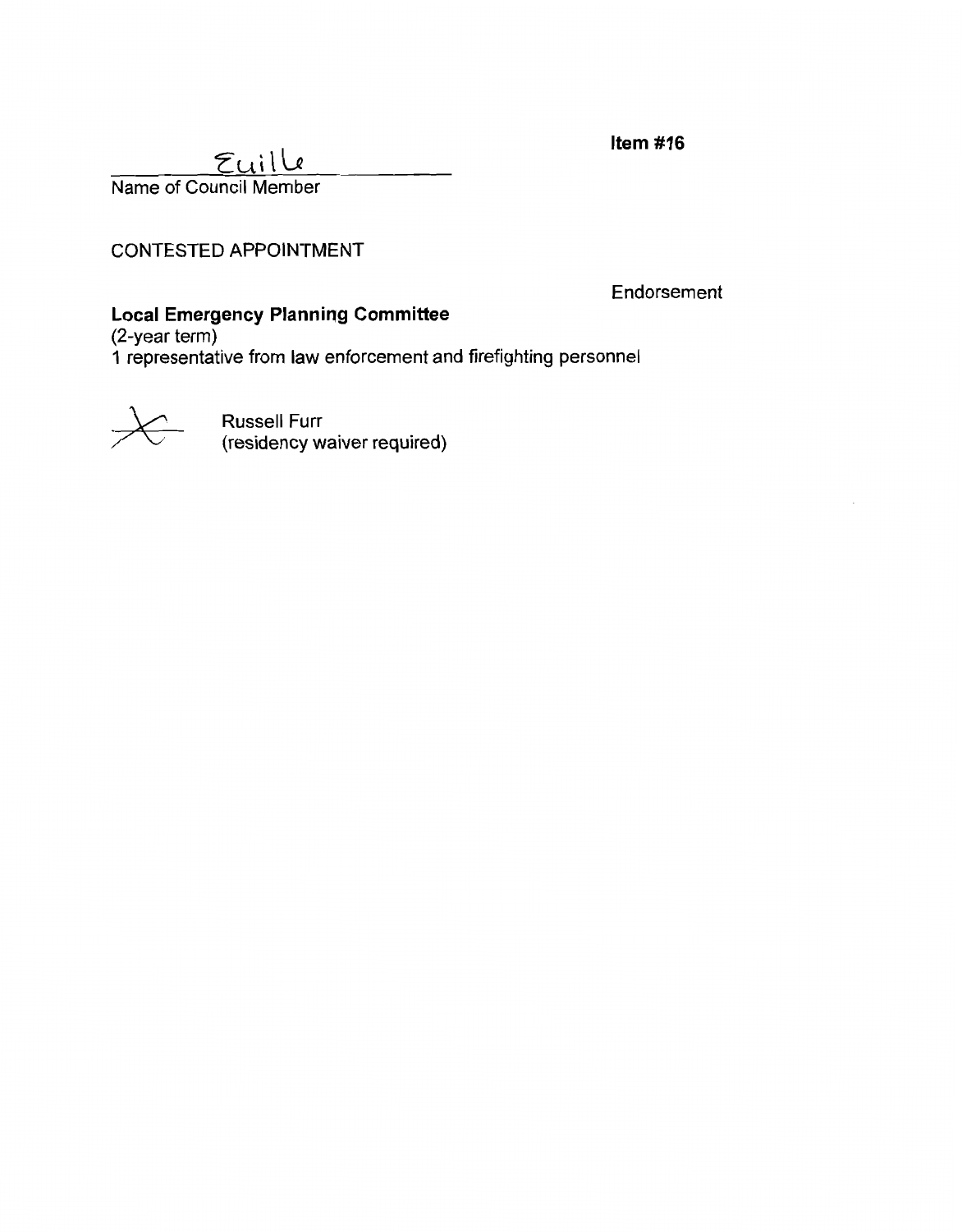**Item #16**

Euille
Name of Council Member

CONTESTED APPOINTMENT

Endorsement

**Local Emergency Planning Committee**
(2-year term)
1 representative from law enforcement and firefighting personnel

X Russell Furr
(residency waiver required)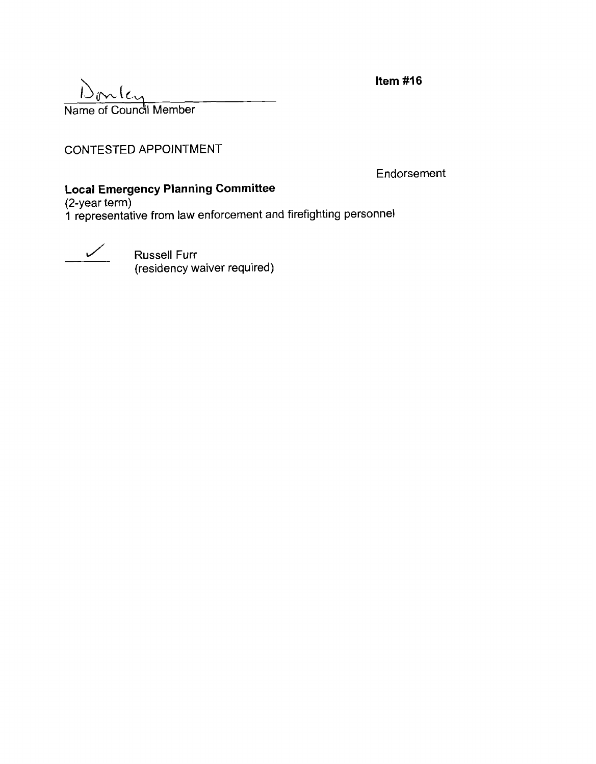**Item #16**

Dunley
Name of Council Member

CONTESTED APPOINTMENT

Endorsement

**Local Emergency Planning Committee**
(2-year term)
1 representative from law enforcement and firefighting personnel

✓ Russell Furr
(residency waiver required)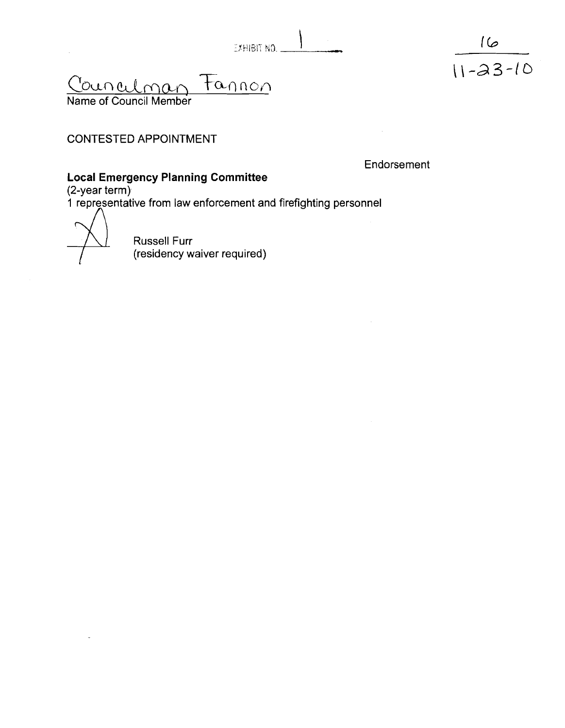EXHIBIT NO. 1

16
11-23-10

Councilman Fannon
Name of Council Member

CONTESTED APPOINTMENT

Endorsement

**Local Emergency Planning Committee**
(2-year term)
1 representative from law enforcement and firefighting personnel

X Russell Furr
(residency waiver required)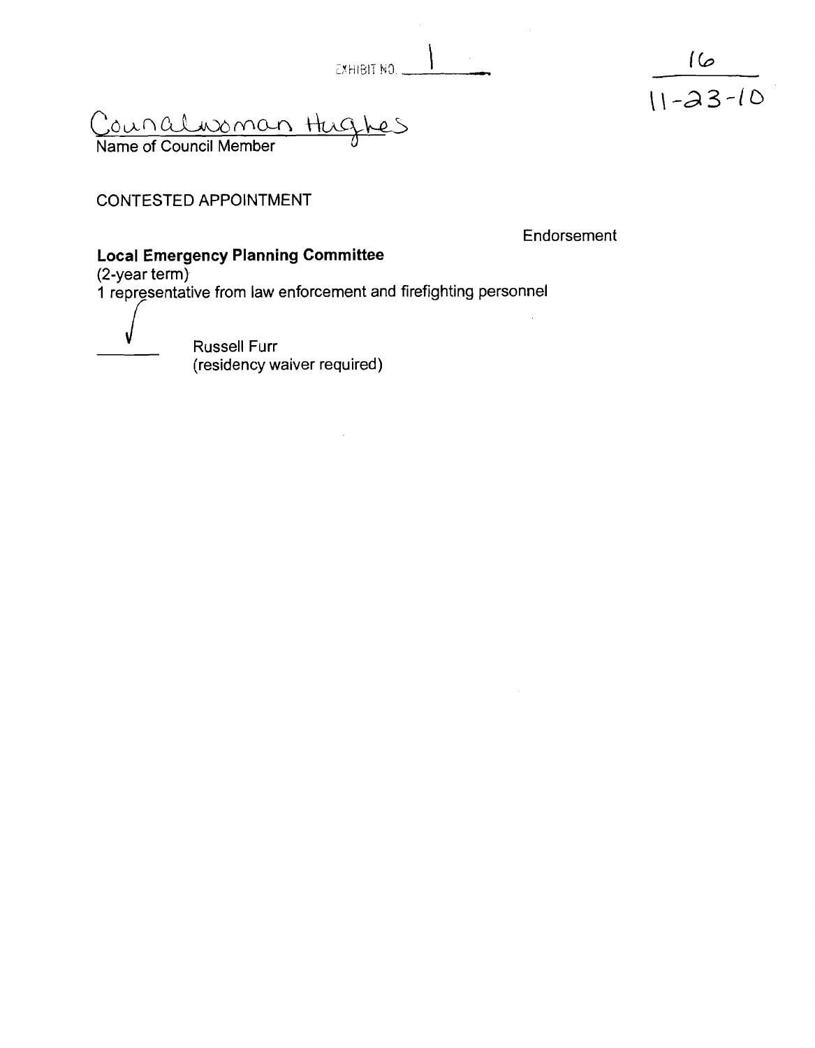EXHIBIT NO. 1

16
11-23-10

Councilwoman Hughes
Name of Council Member

CONTESTED APPOINTMENT

Endorsement

**Local Emergency Planning Committee**
(2-year term)
1 representative from law enforcement and firefighting personnel

√ Russell Furr
(residency waiver required)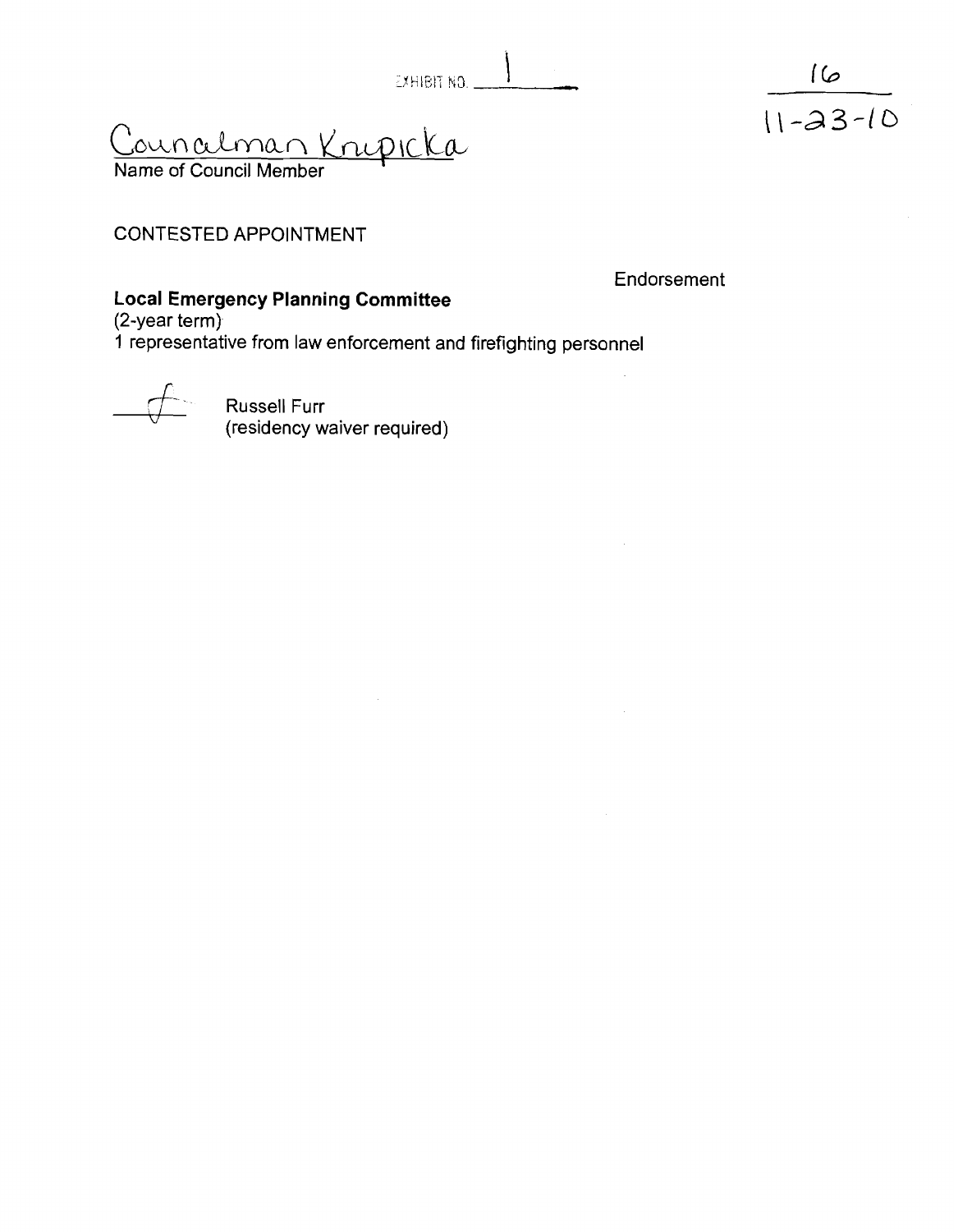EXHIBIT NO. 1

16

11-23-10

Councilman Knupicka

Name of Council Member

CONTESTED APPOINTMENT

Endorsement

**Local Emergency Planning Committee**

(2-year term)

1 representative from law enforcement and firefighting personnel

f Russell Furr
(residency waiver required)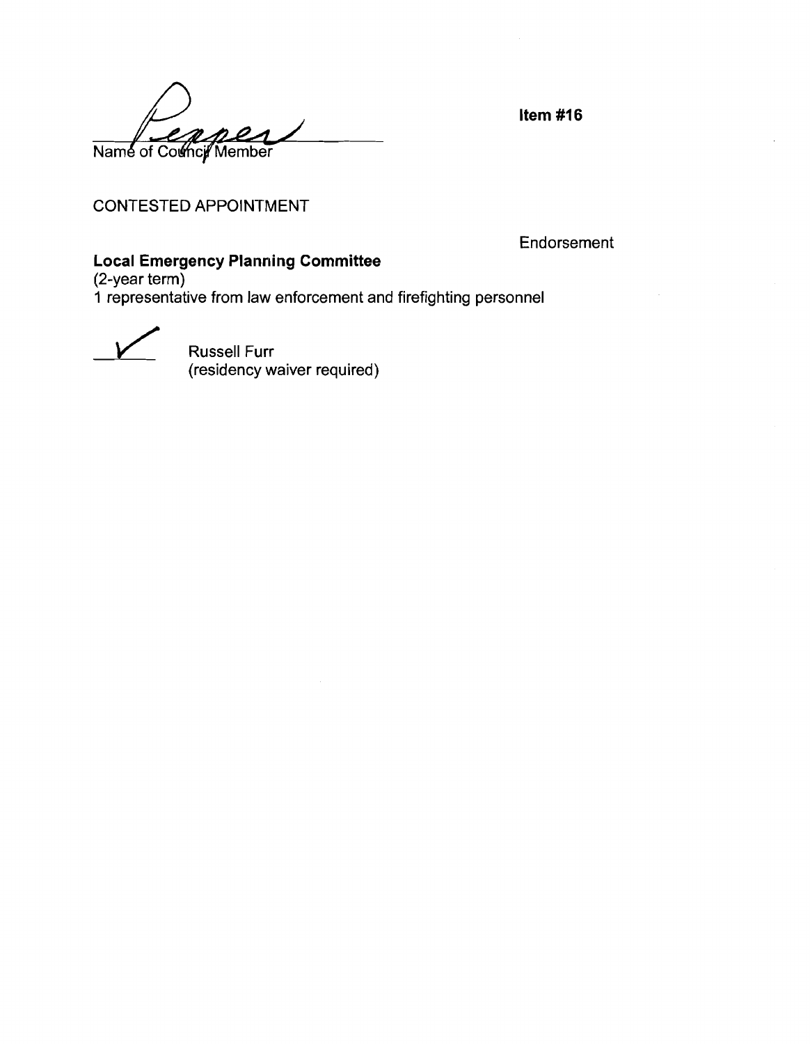Pepper
Name of Council Member

**Item #16**

CONTESTED APPOINTMENT

Endorsement

**Local Emergency Planning Committee**
(2-year term)
1 representative from law enforcement and firefighting personnel

✓ Russell Furr
(residency waiver required)